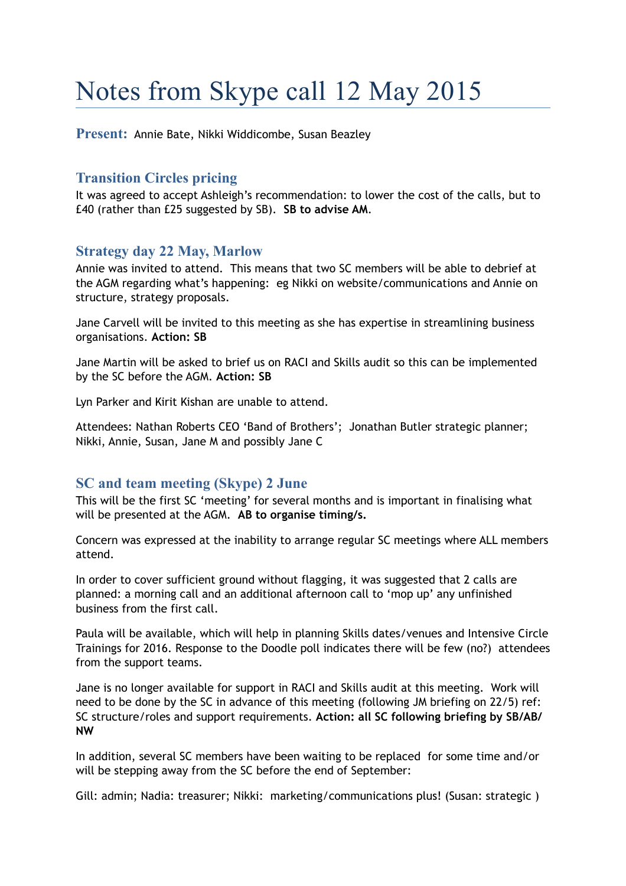# Notes from Skype call 12 May 2015

**Present:** Annie Bate, Nikki Widdicombe, Susan Beazley

## Transition Circles pricing

It was agreed to accept Ashleigh's recommendation: to lower the cost of the calls, but to £40 (rather than £25 suggested by SB). **SB to advise AM**.

## Strategy day 22 May, Marlow

Annie was invited to attend. This means that two SC members will be able to debrief at the AGM regarding what's happening: eg Nikki on website/communications and Annie on structure, strategy proposals.

Jane Carvell will be invited to this meeting as she has expertise in streamlining business organisations. **Action: SB**

Jane Martin will be asked to brief us on RACI and Skills audit so this can be implemented by the SC before the AGM. **Action: SB**

Lyn Parker and Kirit Kishan are unable to attend.

Attendees: Nathan Roberts CEO 'Band of Brothers'; Jonathan Butler strategic planner; Nikki, Annie, Susan, Jane M and possibly Jane C

## SC and team meeting (Skype) 2 June

This will be the first SC 'meeting' for several months and is important in finalising what will be presented at the AGM. **AB to organise timing/s.**

Concern was expressed at the inability to arrange regular SC meetings where ALL members attend.

In order to cover sufficient ground without flagging, it was suggested that 2 calls are planned: a morning call and an additional afternoon call to 'mop up' any unfinished business from the first call.

Paula will be available, which will help in planning Skills dates/venues and Intensive Circle Trainings for 2016. Response to the Doodle poll indicates there will be few (no?) attendees from the support teams.

Jane is no longer available for support in RACI and Skills audit at this meeting. Work will need to be done by the SC in advance of this meeting (following JM briefing on 22/5) ref: SC structure/roles and support requirements. **Action: all SC following briefing by SB/AB/NW**

In addition, several SC members have been waiting to be replaced for some time and/or will be stepping away from the SC before the end of September:

Gill: admin; Nadia: treasurer; Nikki: marketing/communications plus! (Susan: strategic )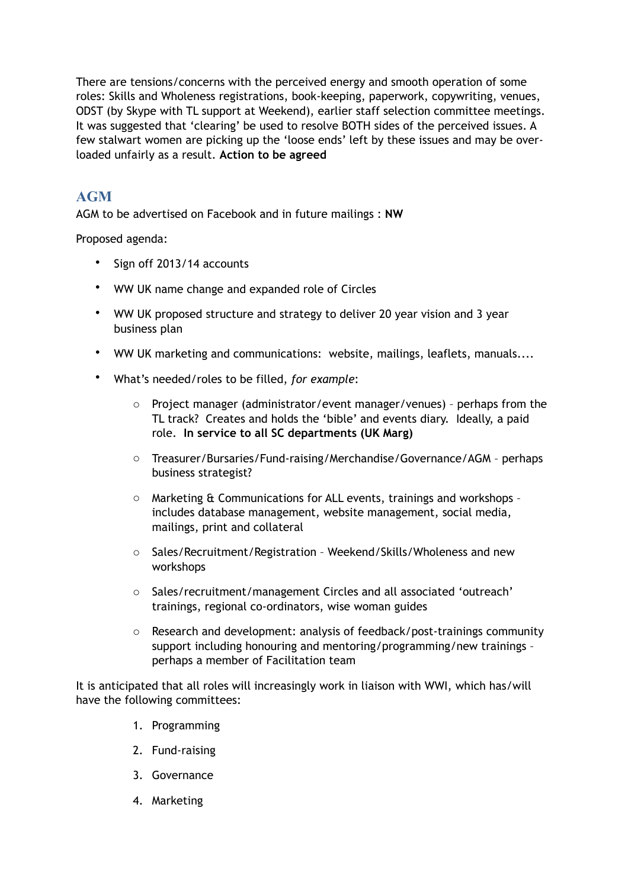There are tensions/concerns with the perceived energy and smooth operation of some roles: Skills and Wholeness registrations, book-keeping, paperwork, copywriting, venues, ODST (by Skype with TL support at Weekend), earlier staff selection committee meetings. It was suggested that 'clearing' be used to resolve BOTH sides of the perceived issues. A few stalwart women are picking up the 'loose ends' left by these issues and may be over-loaded unfairly as a result. **Action to be agreed**

## AGM

AGM to be advertised on Facebook and in future mailings : **NW**

Proposed agenda:

- Sign off 2013/14 accounts
- WW UK name change and expanded role of Circles
- WW UK proposed structure and strategy to deliver 20 year vision and 3 year business plan
- WW UK marketing and communications: website, mailings, leaflets, manuals....
- What's needed/roles to be filled, *for example*:
    - Project manager (administrator/event manager/venues) – perhaps from the TL track? Creates and holds the 'bible' and events diary. Ideally, a paid role. **In service to all SC departments (UK Marg)**
    - Treasurer/Bursaries/Fund-raising/Merchandise/Governance/AGM – perhaps business strategist?
    - Marketing & Communications for ALL events, trainings and workshops – includes database management, website management, social media, mailings, print and collateral
    - Sales/Recruitment/Registration – Weekend/Skills/Wholeness and new workshops
    - Sales/recruitment/management Circles and all associated 'outreach' trainings, regional co-ordinators, wise woman guides
    - Research and development: analysis of feedback/post-trainings community support including honouring and mentoring/programming/new trainings – perhaps a member of Facilitation team

It is anticipated that all roles will increasingly work in liaison with WWI, which has/will have the following committees:

1. Programming
2. Fund-raising
3. Governance
4. Marketing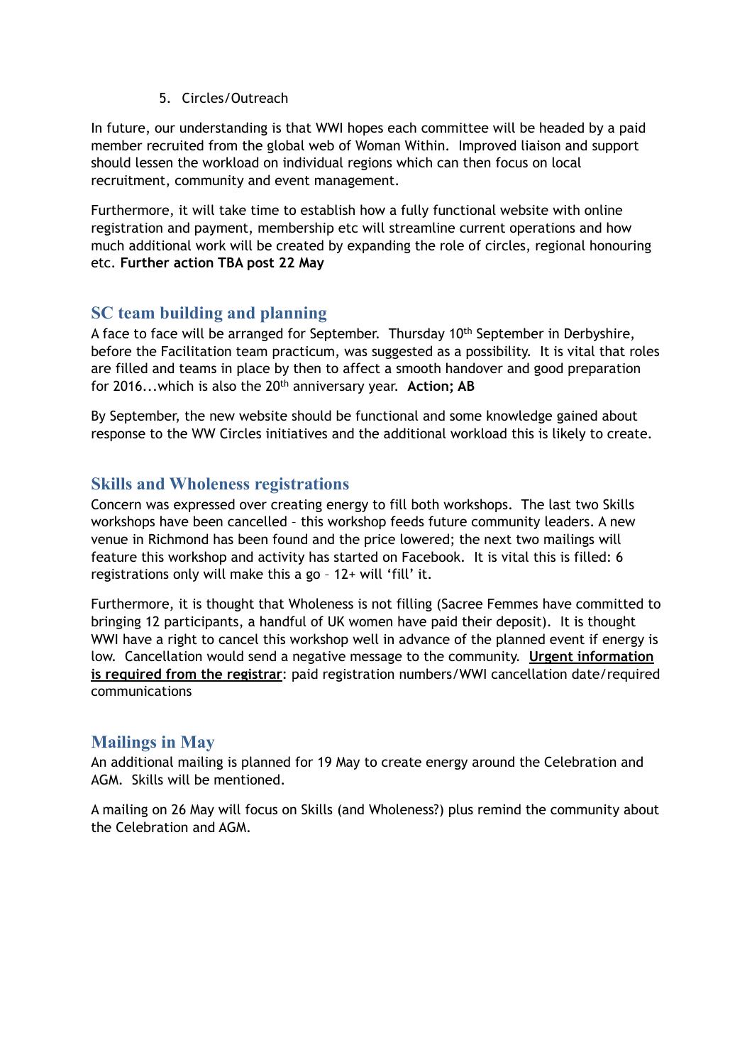5. Circles/Outreach

In future, our understanding is that WWI hopes each committee will be headed by a paid member recruited from the global web of Woman Within. Improved liaison and support should lessen the workload on individual regions which can then focus on local recruitment, community and event management.

Furthermore, it will take time to establish how a fully functional website with online registration and payment, membership etc will streamline current operations and how much additional work will be created by expanding the role of circles, regional honouring etc. **Further action TBA post 22 May**

## SC team building and planning

A face to face will be arranged for September. Thursday 10th September in Derbyshire, before the Facilitation team practicum, was suggested as a possibility. It is vital that roles are filled and teams in place by then to affect a smooth handover and good preparation for 2016...which is also the 20th anniversary year. **Action; AB**

By September, the new website should be functional and some knowledge gained about response to the WW Circles initiatives and the additional workload this is likely to create.

## Skills and Wholeness registrations

Concern was expressed over creating energy to fill both workshops. The last two Skills workshops have been cancelled – this workshop feeds future community leaders. A new venue in Richmond has been found and the price lowered; the next two mailings will feature this workshop and activity has started on Facebook. It is vital this is filled: 6 registrations only will make this a go – 12+ will 'fill' it.

Furthermore, it is thought that Wholeness is not filling (Sacree Femmes have committed to bringing 12 participants, a handful of UK women have paid their deposit). It is thought WWI have a right to cancel this workshop well in advance of the planned event if energy is low. Cancellation would send a negative message to the community. **Urgent information is required from the registrar**: paid registration numbers/WWI cancellation date/required communications

## Mailings in May

An additional mailing is planned for 19 May to create energy around the Celebration and AGM. Skills will be mentioned.

A mailing on 26 May will focus on Skills (and Wholeness?) plus remind the community about the Celebration and AGM.